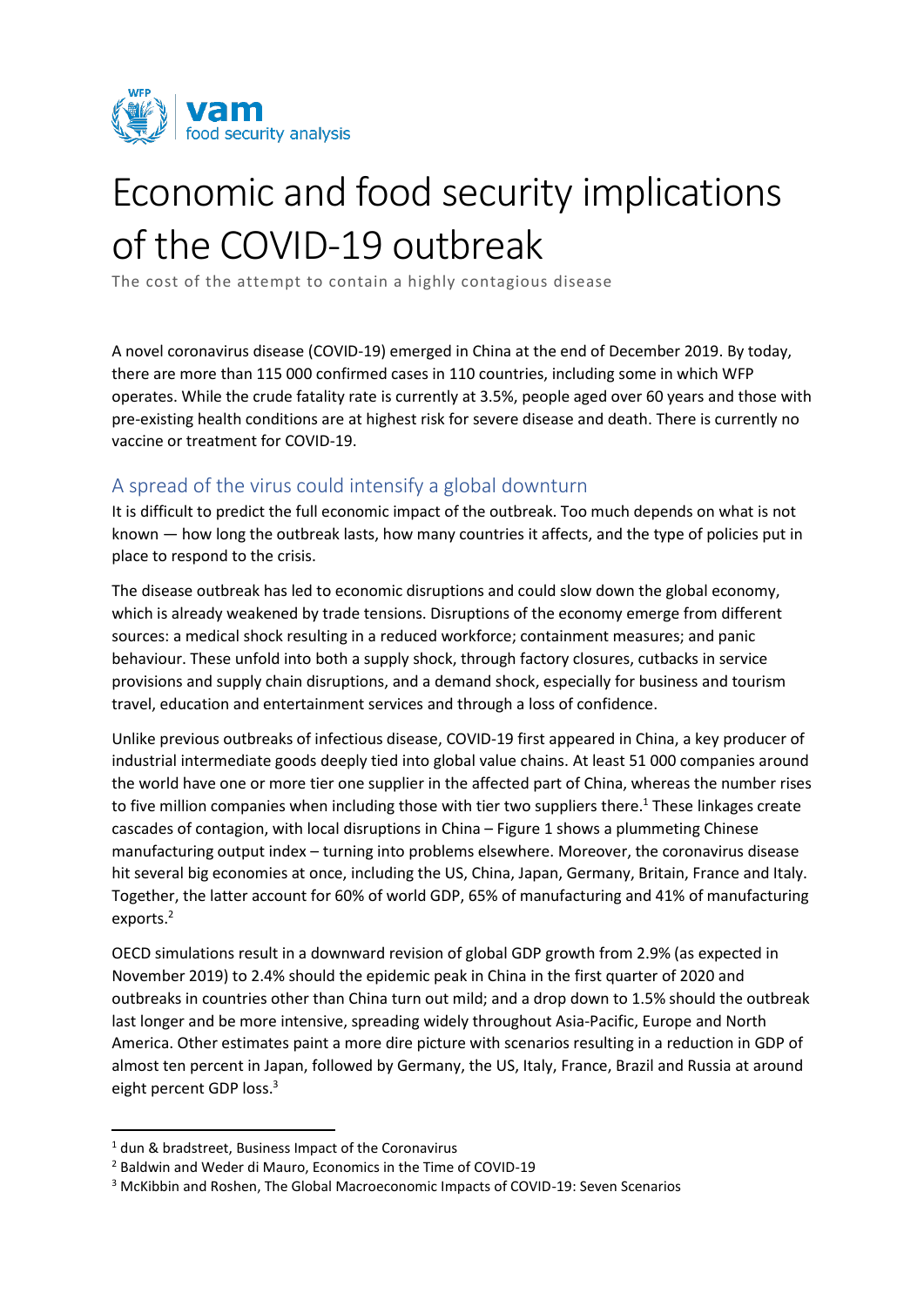# Economic and food security implications of the COVID-19 outbreak

The cost of the attempt to contain a highly contagious disease

A novel coronavirus disease (COVID-19) emerged in China at the end of December 2019. By today, there are more than 115 000 confirmed cases in 110 countries, including some in which WFP operates. While the crude fatality rate is currently at 3.5%, people aged over 60 years and those with pre-existing health conditions are at highest risk for severe disease and death. There is currently no vaccine or treatment for COVID-19.

## A spread of the virus could intensify a global downturn

It is difficult to predict the full economic impact of the outbreak. Too much depends on what is not known — how long the outbreak lasts, how many countries it affects, and the type of policies put in place to respond to the crisis.

The disease outbreak has led to economic disruptions and could slow down the global economy, which is already weakened by trade tensions. Disruptions of the economy emerge from different sources: a medical shock resulting in a reduced workforce; containment measures; and panic behaviour. These unfold into both a supply shock, through factory closures, cutbacks in service provisions and supply chain disruptions, and a demand shock, especially for business and tourism travel, education and entertainment services and through a loss of confidence.

Unlike previous outbreaks of infectious disease, COVID-19 first appeared in China, a key producer of industrial intermediate goods deeply tied into global value chains. At least 51 000 companies around the world have one or more tier one supplier in the affected part of China, whereas the number rises to five million companies when including those with tier two suppliers there.[1] These linkages create cascades of contagion, with local disruptions in China – Figure 1 shows a plummeting Chinese manufacturing output index – turning into problems elsewhere. Moreover, the coronavirus disease hit several big economies at once, including the US, China, Japan, Germany, Britain, France and Italy. Together, the latter account for 60% of world GDP, 65% of manufacturing and 41% of manufacturing exports.[2]

OECD simulations result in a downward revision of global GDP growth from 2.9% (as expected in November 2019) to 2.4% should the epidemic peak in China in the first quarter of 2020 and outbreaks in countries other than China turn out mild; and a drop down to 1.5% should the outbreak last longer and be more intensive, spreading widely throughout Asia-Pacific, Europe and North America. Other estimates paint a more dire picture with scenarios resulting in a reduction in GDP of almost ten percent in Japan, followed by Germany, the US, Italy, France, Brazil and Russia at around eight percent GDP loss.[3]

[1] dun & bradstreet, Business Impact of the Coronavirus

[2] Baldwin and Weder di Mauro, Economics in the Time of COVID-19

[3] McKibbin and Roshen, The Global Macroeconomic Impacts of COVID-19: Seven Scenarios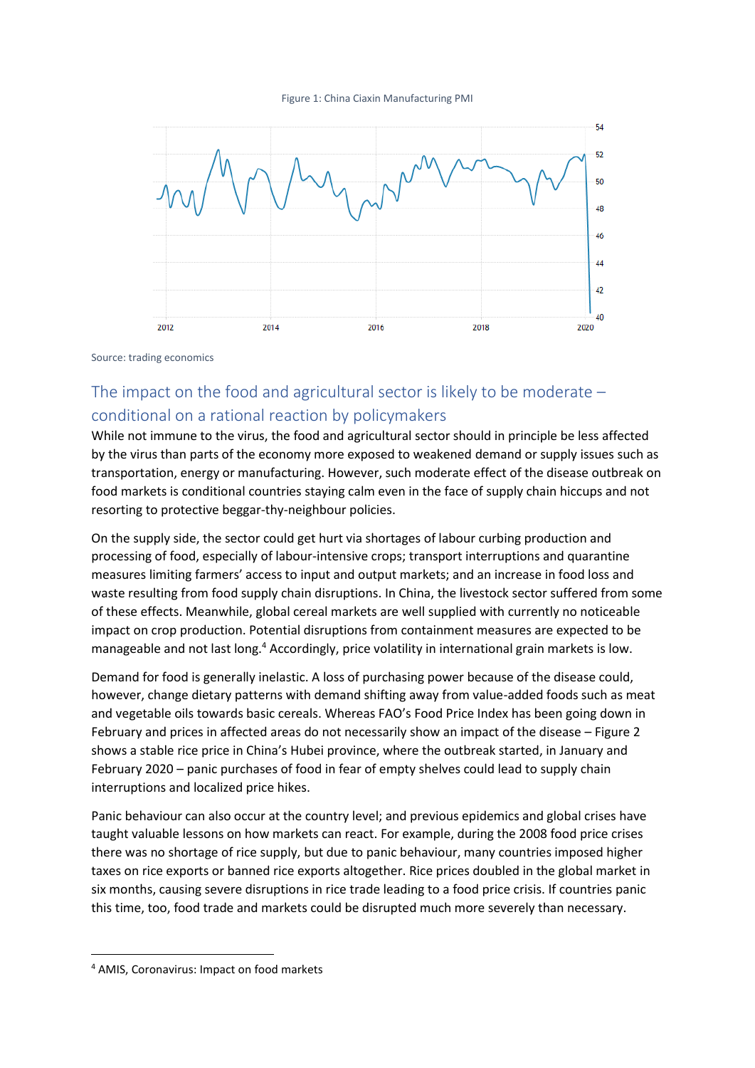Figure 1: China Ciaxin Manufacturing PMI

Source: trading economics

## The impact on the food and agricultural sector is likely to be moderate – conditional on a rational reaction by policymakers

While not immune to the virus, the food and agricultural sector should in principle be less affected by the virus than parts of the economy more exposed to weakened demand or supply issues such as transportation, energy or manufacturing. However, such moderate effect of the disease outbreak on food markets is conditional countries staying calm even in the face of supply chain hiccups and not resorting to protective beggar-thy-neighbour policies.

On the supply side, the sector could get hurt via shortages of labour curbing production and processing of food, especially of labour-intensive crops; transport interruptions and quarantine measures limiting farmers' access to input and output markets; and an increase in food loss and waste resulting from food supply chain disruptions. In China, the livestock sector suffered from some of these effects. Meanwhile, global cereal markets are well supplied with currently no noticeable impact on crop production. Potential disruptions from containment measures are expected to be manageable and not last long.[4] Accordingly, price volatility in international grain markets is low.

Demand for food is generally inelastic. A loss of purchasing power because of the disease could, however, change dietary patterns with demand shifting away from value-added foods such as meat and vegetable oils towards basic cereals. Whereas FAO's Food Price Index has been going down in February and prices in affected areas do not necessarily show an impact of the disease – Figure 2 shows a stable rice price in China's Hubei province, where the outbreak started, in January and February 2020 – panic purchases of food in fear of empty shelves could lead to supply chain interruptions and localized price hikes.

Panic behaviour can also occur at the country level; and previous epidemics and global crises have taught valuable lessons on how markets can react. For example, during the 2008 food price crises there was no shortage of rice supply, but due to panic behaviour, many countries imposed higher taxes on rice exports or banned rice exports altogether. Rice prices doubled in the global market in six months, causing severe disruptions in rice trade leading to a food price crisis. If countries panic this time, too, food trade and markets could be disrupted much more severely than necessary.

---

[4] AMIS, Coronavirus: Impact on food markets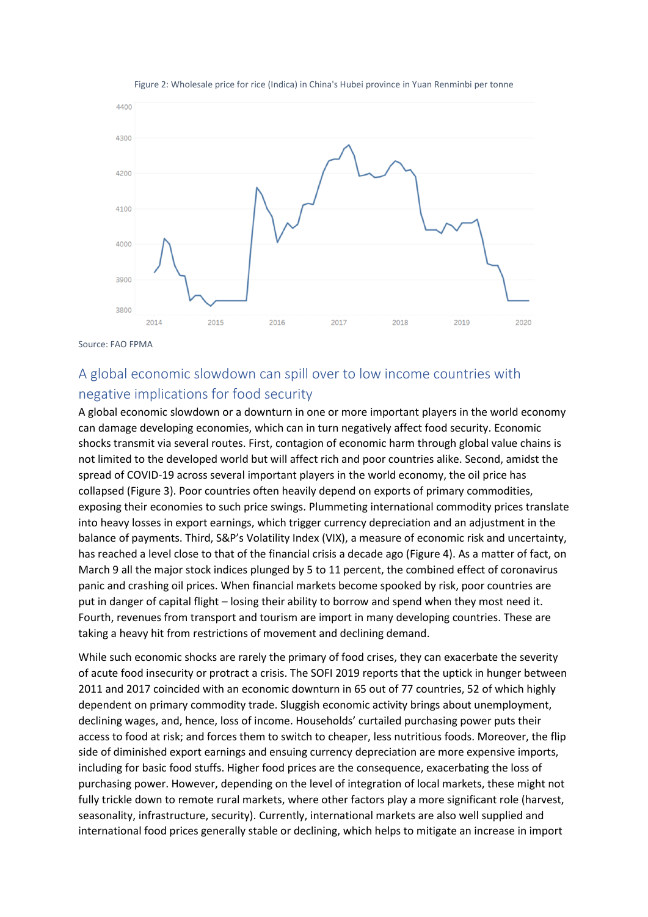Figure 2: Wholesale price for rice (Indica) in China's Hubei province in Yuan Renminbi per tonne

4400
4300
4200
4100
4000
3900
3800

2014 2015 2016 2017 2018 2019 2020

Source: FAO FPMA

## A global economic slowdown can spill over to low income countries with negative implications for food security

A global economic slowdown or a downturn in one or more important players in the world economy can damage developing economies, which can in turn negatively affect food security. Economic shocks transmit via several routes. First, contagion of economic harm through global value chains is not limited to the developed world but will affect rich and poor countries alike. Second, amidst the spread of COVID-19 across several important players in the world economy, the oil price has collapsed (Figure 3). Poor countries often heavily depend on exports of primary commodities, exposing their economies to such price swings. Plummeting international commodity prices translate into heavy losses in export earnings, which trigger currency depreciation and an adjustment in the balance of payments. Third, S&P's Volatility Index (VIX), a measure of economic risk and uncertainty, has reached a level close to that of the financial crisis a decade ago (Figure 4). As a matter of fact, on March 9 all the major stock indices plunged by 5 to 11 percent, the combined effect of coronavirus panic and crashing oil prices. When financial markets become spooked by risk, poor countries are put in danger of capital flight – losing their ability to borrow and spend when they most need it. Fourth, revenues from transport and tourism are import in many developing countries. These are taking a heavy hit from restrictions of movement and declining demand.

While such economic shocks are rarely the primary of food crises, they can exacerbate the severity of acute food insecurity or protract a crisis. The SOFI 2019 reports that the uptick in hunger between 2011 and 2017 coincided with an economic downturn in 65 out of 77 countries, 52 of which highly dependent on primary commodity trade. Sluggish economic activity brings about unemployment, declining wages, and, hence, loss of income. Households' curtailed purchasing power puts their access to food at risk; and forces them to switch to cheaper, less nutritious foods. Moreover, the flip side of diminished export earnings and ensuing currency depreciation are more expensive imports, including for basic food stuffs. Higher food prices are the consequence, exacerbating the loss of purchasing power. However, depending on the level of integration of local markets, these might not fully trickle down to remote rural markets, where other factors play a more significant role (harvest, seasonality, infrastructure, security). Currently, international markets are also well supplied and international food prices generally stable or declining, which helps to mitigate an increase in import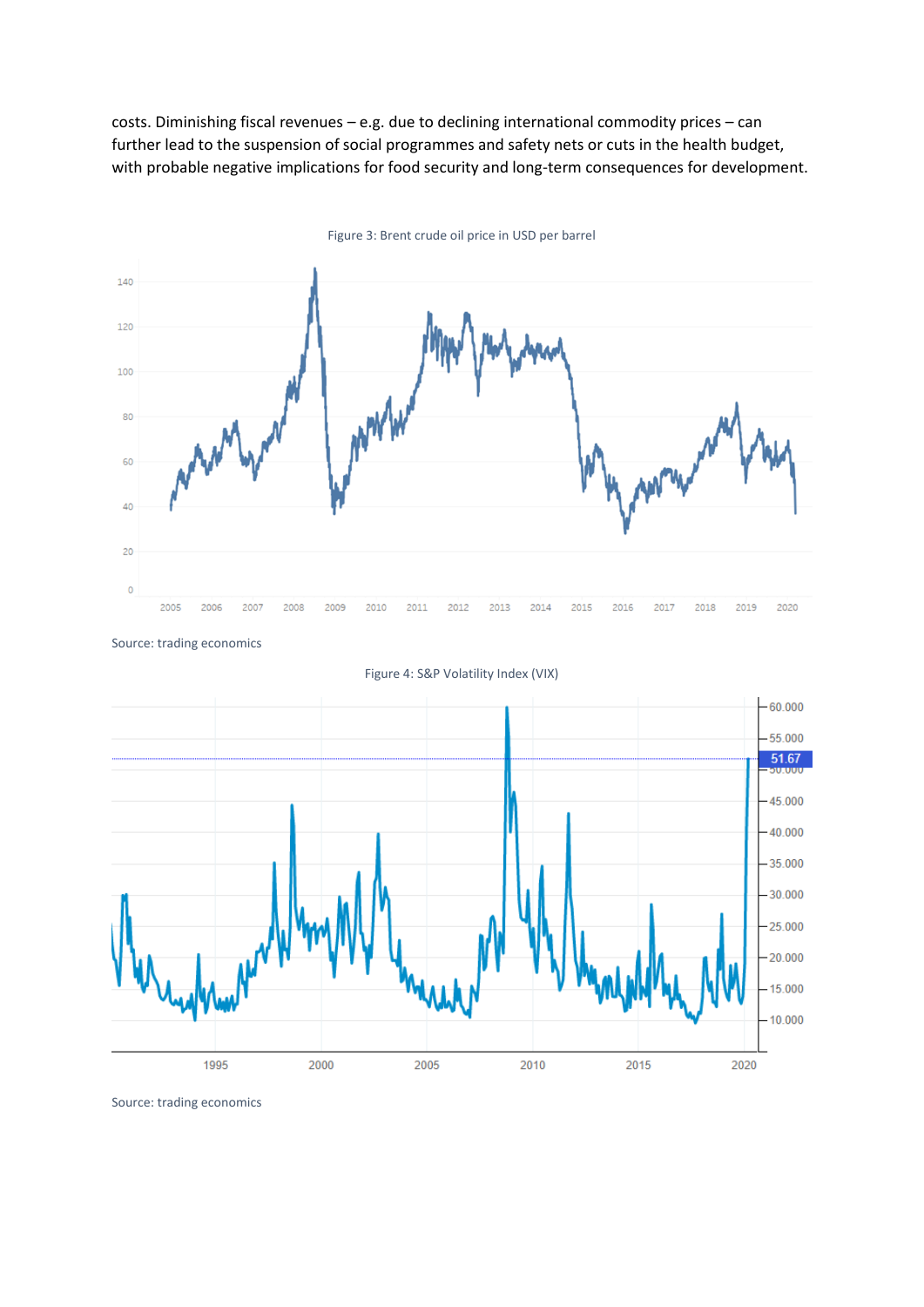costs. Diminishing fiscal revenues – e.g. due to declining international commodity prices – can further lead to the suspension of social programmes and safety nets or cuts in the health budget, with probable negative implications for food security and long-term consequences for development.

Figure 3: Brent crude oil price in USD per barrel

Source: trading economics

Figure 4: S&P Volatility Index (VIX)

Source: trading economics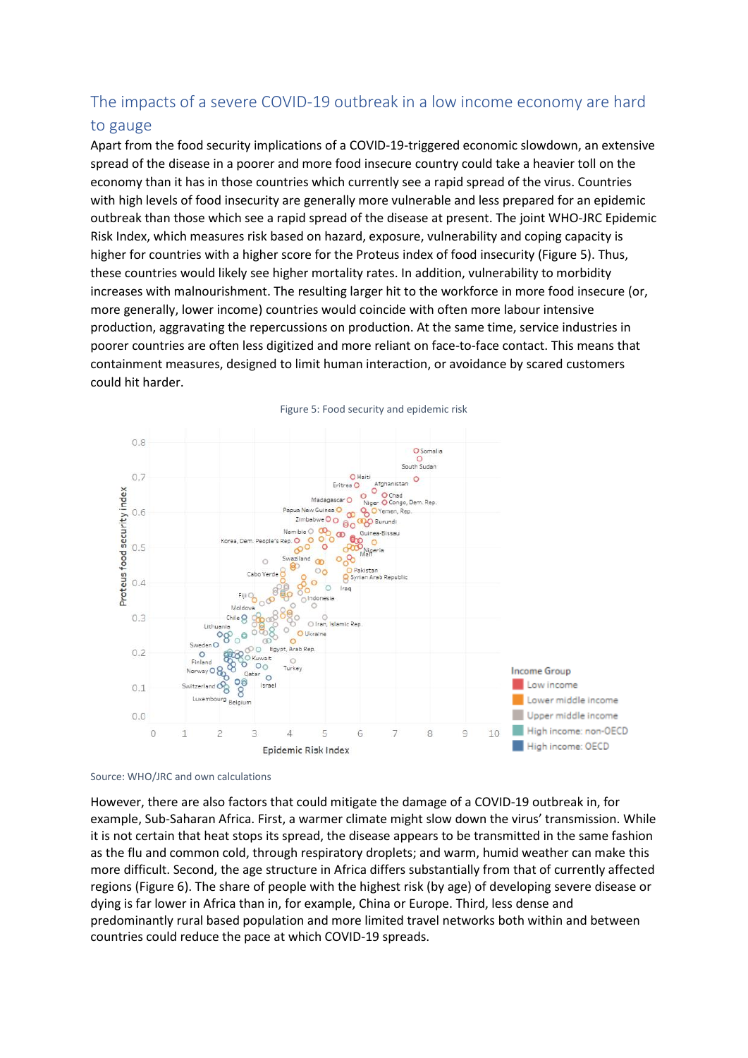## The impacts of a severe COVID-19 outbreak in a low income economy are hard to gauge

Apart from the food security implications of a COVID-19-triggered economic slowdown, an extensive spread of the disease in a poorer and more food insecure country could take a heavier toll on the economy than it has in those countries which currently see a rapid spread of the virus. Countries with high levels of food insecurity are generally more vulnerable and less prepared for an epidemic outbreak than those which see a rapid spread of the disease at present. The joint WHO-JRC Epidemic Risk Index, which measures risk based on hazard, exposure, vulnerability and coping capacity is higher for countries with a higher score for the Proteus index of food insecurity (Figure 5). Thus, these countries would likely see higher mortality rates. In addition, vulnerability to morbidity increases with malnourishment. The resulting larger hit to the workforce in more food insecure (or, more generally, lower income) countries would coincide with often more labour intensive production, aggravating the repercussions on production. At the same time, service industries in poorer countries are often less digitized and more reliant on face-to-face contact. This means that containment measures, designed to limit human interaction, or avoidance by scared customers could hit harder.

Figure 5: Food security and epidemic risk

Proteus food security index
0.8
0.7
0.6
0.5
0.4
0.3
0.2
0.1
0.0

Epidemic Risk Index
0 1 2 3 4 5 6 7 8 9 10

Somalia, South Sudan, Haiti, Eritrea, Afghanistan, Madagascar, Chad, Niger, Congo, Dem. Rep., Papua New Guinea, Yemen, Rep., Zimbabwe, Burundi, Namibia, Guinea-Bissau, Korea, Dem. People's Rep., Nigeria, Mali, Swaziland, Pakistan, Cabo Verde, Syrian Arab Republic, Iraq, Fiji, Indonesia, Moldova, Chile, Iran, Islamic Rep., Lithuania, Ukraine, Sweden, Egypt, Arab Rep., Finland, Kuwait, Norway, Qatar, Turkey, Switzerland, Israel, Luxembourg, Belgium

Income Group
Low income
Lower middle income
Upper middle income
High income: non-OECD
High income: OECD

Source: WHO/JRC and own calculations

However, there are also factors that could mitigate the damage of a COVID-19 outbreak in, for example, Sub-Saharan Africa. First, a warmer climate might slow down the virus' transmission. While it is not certain that heat stops its spread, the disease appears to be transmitted in the same fashion as the flu and common cold, through respiratory droplets; and warm, humid weather can make this more difficult. Second, the age structure in Africa differs substantially from that of currently affected regions (Figure 6). The share of people with the highest risk (by age) of developing severe disease or dying is far lower in Africa than in, for example, China or Europe. Third, less dense and predominantly rural based population and more limited travel networks both within and between countries could reduce the pace at which COVID-19 spreads.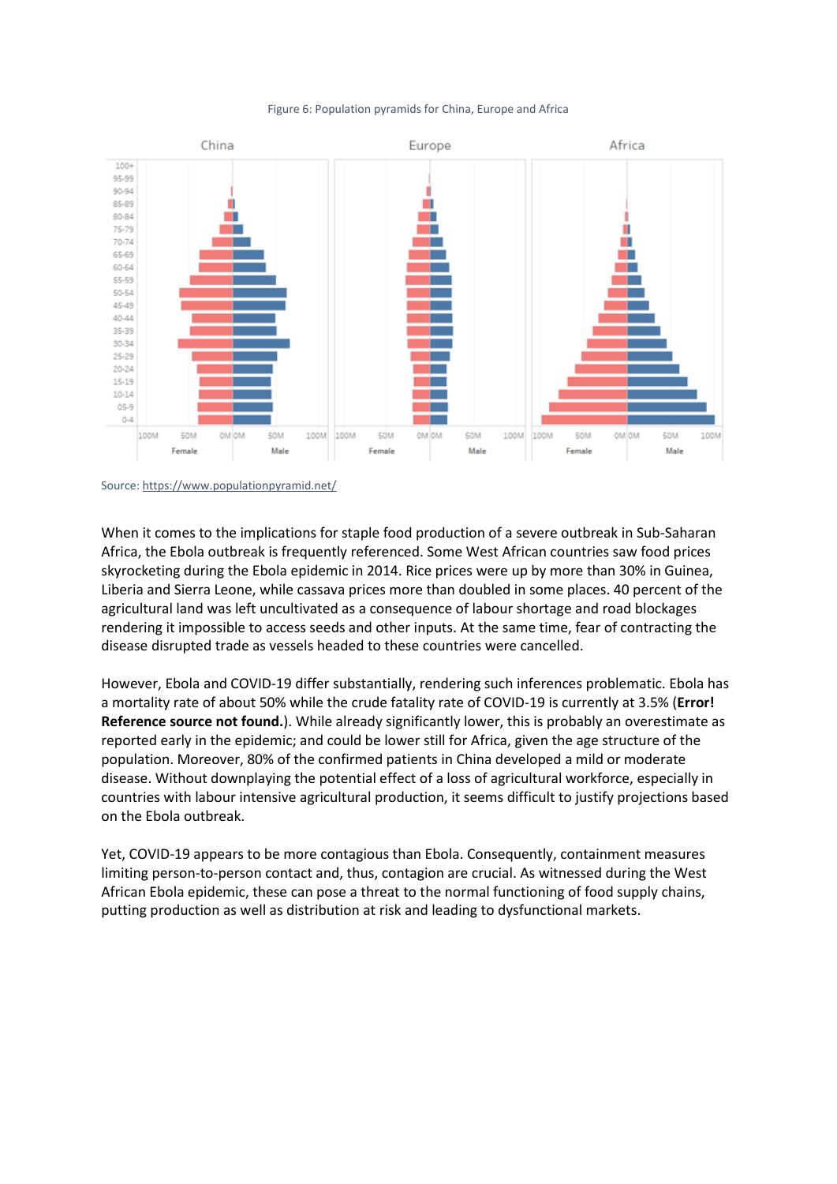Figure 6: Population pyramids for China, Europe and Africa

China

Europe

Africa

100+
95-99
90-94
85-89
80-84
75-79
70-74
65-69
60-64
55-59
50-54
45-49
40-44
35-39
30-34
25-29
20-24
15-19
10-14
05-9
0-4

100M 50M 0M 0M 50M 100M

Female Male

Source: https://www.populationpyramid.net/

When it comes to the implications for staple food production of a severe outbreak in Sub-Saharan Africa, the Ebola outbreak is frequently referenced. Some West African countries saw food prices skyrocketing during the Ebola epidemic in 2014. Rice prices were up by more than 30% in Guinea, Liberia and Sierra Leone, while cassava prices more than doubled in some places. 40 percent of the agricultural land was left uncultivated as a consequence of labour shortage and road blockages rendering it impossible to access seeds and other inputs. At the same time, fear of contracting the disease disrupted trade as vessels headed to these countries were cancelled.

However, Ebola and COVID-19 differ substantially, rendering such inferences problematic. Ebola has a mortality rate of about 50% while the crude fatality rate of COVID-19 is currently at 3.5% (**Error! Reference source not found.**). While already significantly lower, this is probably an overestimate as reported early in the epidemic; and could be lower still for Africa, given the age structure of the population. Moreover, 80% of the confirmed patients in China developed a mild or moderate disease. Without downplaying the potential effect of a loss of agricultural workforce, especially in countries with labour intensive agricultural production, it seems difficult to justify projections based on the Ebola outbreak.

Yet, COVID-19 appears to be more contagious than Ebola. Consequently, containment measures limiting person-to-person contact and, thus, contagion are crucial. As witnessed during the West African Ebola epidemic, these can pose a threat to the normal functioning of food supply chains, putting production as well as distribution at risk and leading to dysfunctional markets.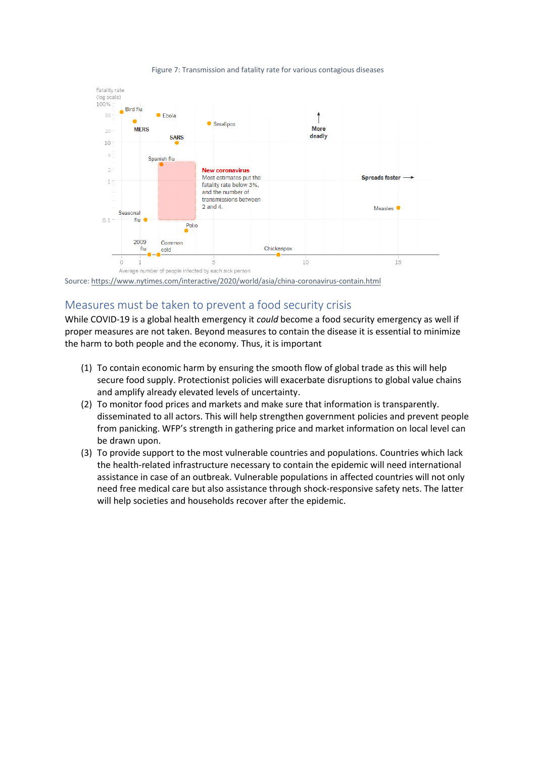Figure 7: Transmission and fatality rate for various contagious diseases

Fatality rate
(log scale)
100%
50
20
10
5
2
1
0.1

Bird flu
Ebola
Smallpox
MERS
SARS
More deadly
Spanish flu
New coronavirus
Most estimates put the fatality rate below 3%, and the number of transmissions between 2 and 4.
Spreads faster
Measles
Seasonal flu
Polio
2009 flu
Common cold
Chickenpox

0
1
5
10
15
Average number of people infected by each sick person

Source: https://www.nytimes.com/interactive/2020/world/asia/china-coronavirus-contain.html

## Measures must be taken to prevent a food security crisis

While COVID-19 is a global health emergency it *could* become a food security emergency as well if proper measures are not taken. Beyond measures to contain the disease it is essential to minimize the harm to both people and the economy. Thus, it is important

(1) To contain economic harm by ensuring the smooth flow of global trade as this will help secure food supply. Protectionist policies will exacerbate disruptions to global value chains and amplify already elevated levels of uncertainty.
(2) To monitor food prices and markets and make sure that information is transparently. disseminated to all actors. This will help strengthen government policies and prevent people from panicking. WFP's strength in gathering price and market information on local level can be drawn upon.
(3) To provide support to the most vulnerable countries and populations. Countries which lack the health-related infrastructure necessary to contain the epidemic will need international assistance in case of an outbreak. Vulnerable populations in affected countries will not only need free medical care but also assistance through shock-responsive safety nets. The latter will help societies and households recover after the epidemic.